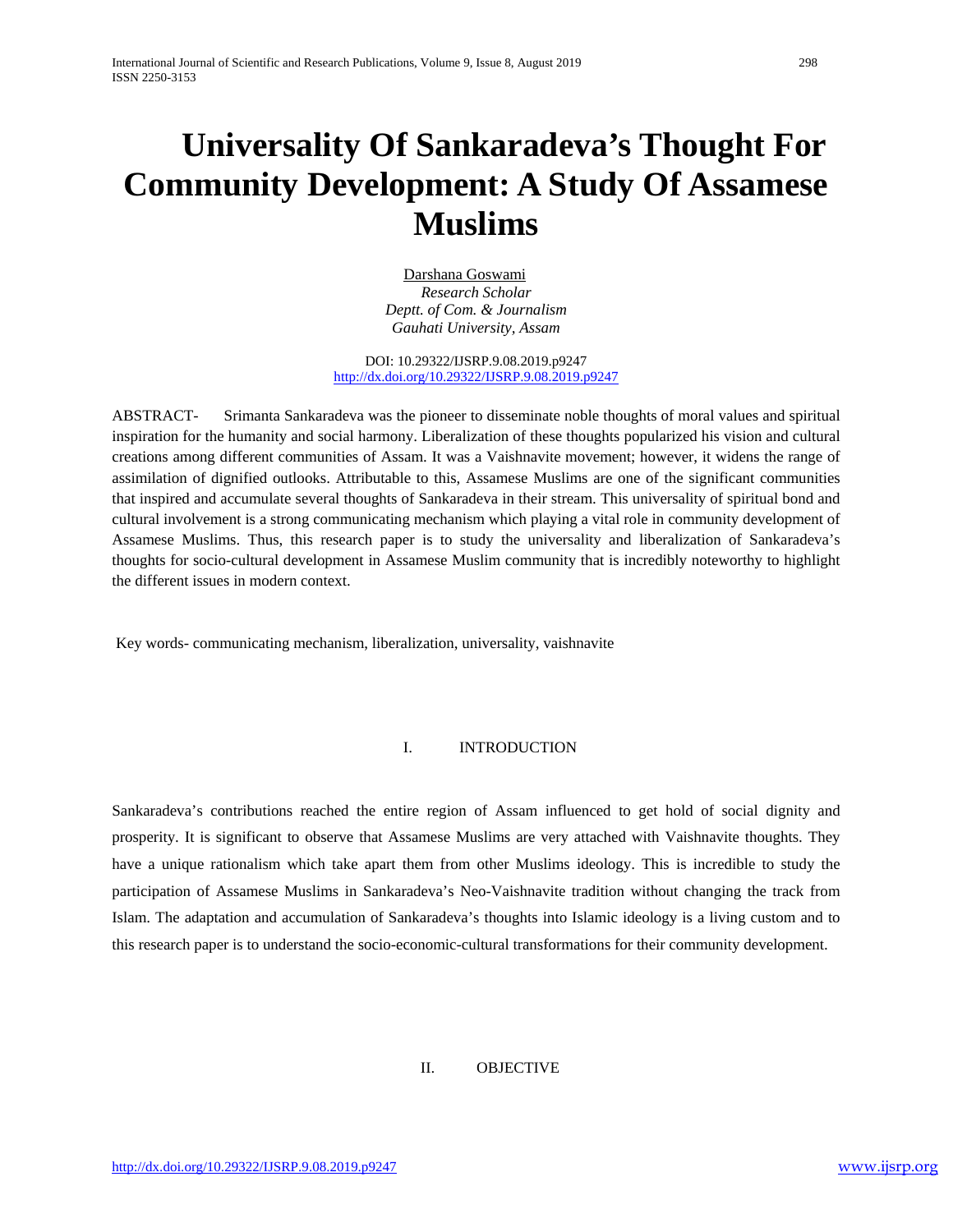# Universality Of Sankaradeva's Thought For Community Development: A Study Of Assamese Muslims

Darshana Goswami
*Research Scholar*
*Deptt. of Com. & Journalism*
*Gauhati University, Assam*

DOI: 10.29322/IJSRP.9.08.2019.p9247
http://dx.doi.org/10.29322/IJSRP.9.08.2019.p9247

ABSTRACT- Srimanta Sankaradeva was the pioneer to disseminate noble thoughts of moral values and spiritual inspiration for the humanity and social harmony. Liberalization of these thoughts popularized his vision and cultural creations among different communities of Assam. It was a Vaishnavite movement; however, it widens the range of assimilation of dignified outlooks. Attributable to this, Assamese Muslims are one of the significant communities that inspired and accumulate several thoughts of Sankaradeva in their stream. This universality of spiritual bond and cultural involvement is a strong communicating mechanism which playing a vital role in community development of Assamese Muslims. Thus, this research paper is to study the universality and liberalization of Sankaradeva's thoughts for socio-cultural development in Assamese Muslim community that is incredibly noteworthy to highlight the different issues in modern context.

Key words- communicating mechanism, liberalization, universality, vaishnavite

## I. INTRODUCTION

Sankaradeva's contributions reached the entire region of Assam influenced to get hold of social dignity and prosperity. It is significant to observe that Assamese Muslims are very attached with Vaishnavite thoughts. They have a unique rationalism which take apart them from other Muslims ideology. This is incredible to study the participation of Assamese Muslims in Sankaradeva's Neo-Vaishnavite tradition without changing the track from Islam. The adaptation and accumulation of Sankaradeva's thoughts into Islamic ideology is a living custom and to this research paper is to understand the socio-economic-cultural transformations for their community development.

## II. OBJECTIVE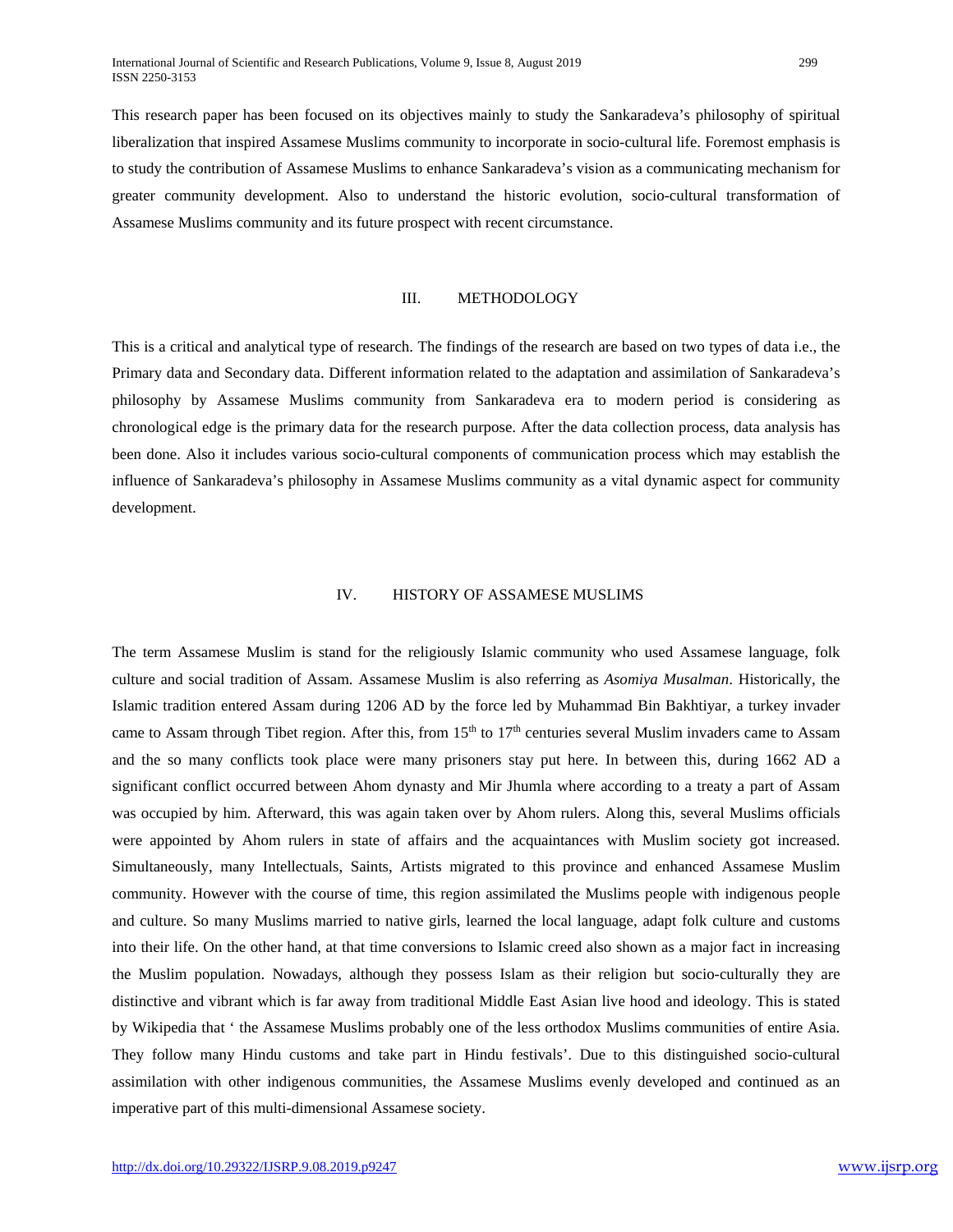This research paper has been focused on its objectives mainly to study the Sankaradeva's philosophy of spiritual liberalization that inspired Assamese Muslims community to incorporate in socio-cultural life. Foremost emphasis is to study the contribution of Assamese Muslims to enhance Sankaradeva's vision as a communicating mechanism for greater community development. Also to understand the historic evolution, socio-cultural transformation of Assamese Muslims community and its future prospect with recent circumstance.

## III. METHODOLOGY

This is a critical and analytical type of research. The findings of the research are based on two types of data i.e., the Primary data and Secondary data. Different information related to the adaptation and assimilation of Sankaradeva's philosophy by Assamese Muslims community from Sankaradeva era to modern period is considering as chronological edge is the primary data for the research purpose. After the data collection process, data analysis has been done. Also it includes various socio-cultural components of communication process which may establish the influence of Sankaradeva's philosophy in Assamese Muslims community as a vital dynamic aspect for community development.

## IV. HISTORY OF ASSAMESE MUSLIMS

The term Assamese Muslim is stand for the religiously Islamic community who used Assamese language, folk culture and social tradition of Assam. Assamese Muslim is also referring as *Asomiya Musalman*. Historically, the Islamic tradition entered Assam during 1206 AD by the force led by Muhammad Bin Bakhtiyar, a turkey invader came to Assam through Tibet region. After this, from 15th to 17th centuries several Muslim invaders came to Assam and the so many conflicts took place were many prisoners stay put here. In between this, during 1662 AD a significant conflict occurred between Ahom dynasty and Mir Jhumla where according to a treaty a part of Assam was occupied by him. Afterward, this was again taken over by Ahom rulers. Along this, several Muslims officials were appointed by Ahom rulers in state of affairs and the acquaintances with Muslim society got increased. Simultaneously, many Intellectuals, Saints, Artists migrated to this province and enhanced Assamese Muslim community. However with the course of time, this region assimilated the Muslims people with indigenous people and culture. So many Muslims married to native girls, learned the local language, adapt folk culture and customs into their life. On the other hand, at that time conversions to Islamic creed also shown as a major fact in increasing the Muslim population. Nowadays, although they possess Islam as their religion but socio-culturally they are distinctive and vibrant which is far away from traditional Middle East Asian live hood and ideology. This is stated by Wikipedia that ' the Assamese Muslims probably one of the less orthodox Muslims communities of entire Asia. They follow many Hindu customs and take part in Hindu festivals'. Due to this distinguished socio-cultural assimilation with other indigenous communities, the Assamese Muslims evenly developed and continued as an imperative part of this multi-dimensional Assamese society.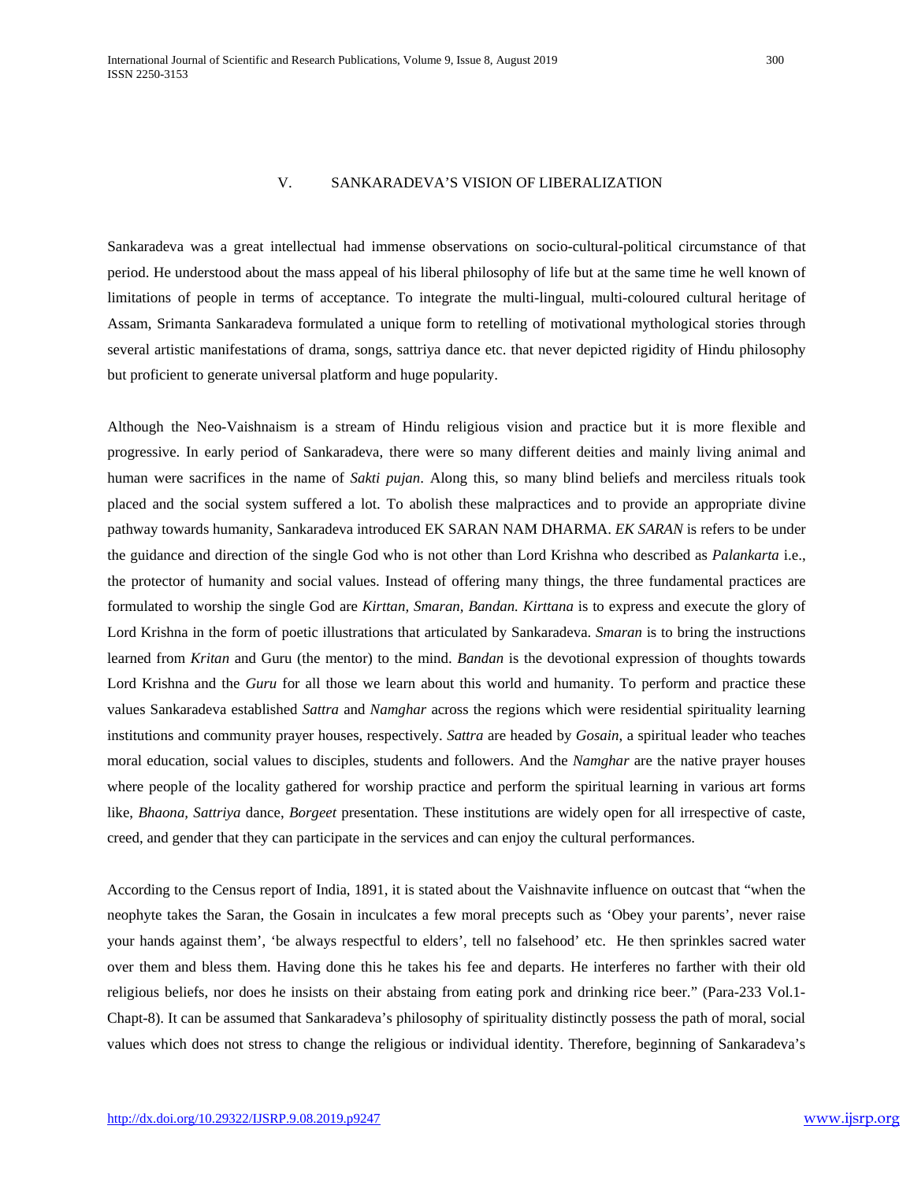## V. SANKARADEVA'S VISION OF LIBERALIZATION

Sankaradeva was a great intellectual had immense observations on socio-cultural-political circumstance of that period. He understood about the mass appeal of his liberal philosophy of life but at the same time he well known of limitations of people in terms of acceptance. To integrate the multi-lingual, multi-coloured cultural heritage of Assam, Srimanta Sankaradeva formulated a unique form to retelling of motivational mythological stories through several artistic manifestations of drama, songs, sattriya dance etc. that never depicted rigidity of Hindu philosophy but proficient to generate universal platform and huge popularity.

Although the Neo-Vaishnaism is a stream of Hindu religious vision and practice but it is more flexible and progressive. In early period of Sankaradeva, there were so many different deities and mainly living animal and human were sacrifices in the name of *Sakti pujan*. Along this, so many blind beliefs and merciless rituals took placed and the social system suffered a lot. To abolish these malpractices and to provide an appropriate divine pathway towards humanity, Sankaradeva introduced EK SARAN NAM DHARMA. *EK SARAN* is refers to be under the guidance and direction of the single God who is not other than Lord Krishna who described as *Palankarta* i.e., the protector of humanity and social values. Instead of offering many things, the three fundamental practices are formulated to worship the single God are *Kirttan, Smaran, Bandan. Kirttana* is to express and execute the glory of Lord Krishna in the form of poetic illustrations that articulated by Sankaradeva. *Smaran* is to bring the instructions learned from *Kritan* and Guru (the mentor) to the mind. *Bandan* is the devotional expression of thoughts towards Lord Krishna and the *Guru* for all those we learn about this world and humanity. To perform and practice these values Sankaradeva established *Sattra* and *Namghar* across the regions which were residential spirituality learning institutions and community prayer houses, respectively. *Sattra* are headed by *Gosain*, a spiritual leader who teaches moral education, social values to disciples, students and followers. And the *Namghar* are the native prayer houses where people of the locality gathered for worship practice and perform the spiritual learning in various art forms like, *Bhaona, Sattriya* dance, *Borgeet* presentation. These institutions are widely open for all irrespective of caste, creed, and gender that they can participate in the services and can enjoy the cultural performances.

According to the Census report of India, 1891, it is stated about the Vaishnavite influence on outcast that "when the neophyte takes the Saran, the Gosain in inculcates a few moral precepts such as 'Obey your parents', never raise your hands against them', 'be always respectful to elders', tell no falsehood' etc. He then sprinkles sacred water over them and bless them. Having done this he takes his fee and departs. He interferes no farther with their old religious beliefs, nor does he insists on their abstaing from eating pork and drinking rice beer." (Para-233 Vol.1-Chapt-8). It can be assumed that Sankaradeva's philosophy of spirituality distinctly possess the path of moral, social values which does not stress to change the religious or individual identity. Therefore, beginning of Sankaradeva's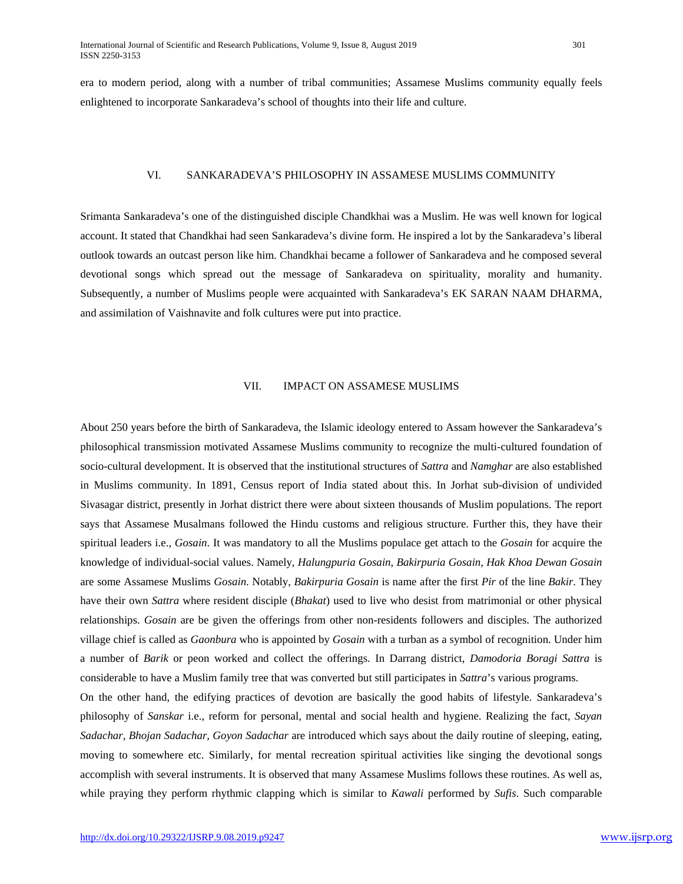era to modern period, along with a number of tribal communities; Assamese Muslims community equally feels enlightened to incorporate Sankaradeva's school of thoughts into their life and culture.

## VI. SANKARADEVA'S PHILOSOPHY IN ASSAMESE MUSLIMS COMMUNITY

Srimanta Sankaradeva's one of the distinguished disciple Chandkhai was a Muslim. He was well known for logical account. It stated that Chandkhai had seen Sankaradeva's divine form. He inspired a lot by the Sankaradeva's liberal outlook towards an outcast person like him. Chandkhai became a follower of Sankaradeva and he composed several devotional songs which spread out the message of Sankaradeva on spirituality, morality and humanity. Subsequently, a number of Muslims people were acquainted with Sankaradeva's EK SARAN NAAM DHARMA, and assimilation of Vaishnavite and folk cultures were put into practice.

## VII. IMPACT ON ASSAMESE MUSLIMS

About 250 years before the birth of Sankaradeva, the Islamic ideology entered to Assam however the Sankaradeva's philosophical transmission motivated Assamese Muslims community to recognize the multi-cultured foundation of socio-cultural development. It is observed that the institutional structures of *Sattra* and *Namghar* are also established in Muslims community. In 1891, Census report of India stated about this. In Jorhat sub-division of undivided Sivasagar district, presently in Jorhat district there were about sixteen thousands of Muslim populations. The report says that Assamese Musalmans followed the Hindu customs and religious structure. Further this, they have their spiritual leaders i.e., *Gosain*. It was mandatory to all the Muslims populace get attach to the *Gosain* for acquire the knowledge of individual-social values. Namely, *Halungpuria Gosain*, *Bakirpuria Gosain*, *Hak Khoa Dewan Gosain* are some Assamese Muslims *Gosain*. Notably, *Bakirpuria Gosain* is name after the first *Pir* of the line *Bakir*. They have their own *Sattra* where resident disciple (*Bhakat*) used to live who desist from matrimonial or other physical relationships. *Gosain* are be given the offerings from other non-residents followers and disciples. The authorized village chief is called as *Gaonbura* who is appointed by *Gosain* with a turban as a symbol of recognition. Under him a number of *Barik* or peon worked and collect the offerings. In Darrang district, *Damodoria Boragi Sattra* is considerable to have a Muslim family tree that was converted but still participates in *Sattra*'s various programs.

On the other hand, the edifying practices of devotion are basically the good habits of lifestyle. Sankaradeva's philosophy of *Sanskar* i.e., reform for personal, mental and social health and hygiene. Realizing the fact, *Sayan Sadachar*, *Bhojan Sadachar*, *Goyon Sadachar* are introduced which says about the daily routine of sleeping, eating, moving to somewhere etc. Similarly, for mental recreation spiritual activities like singing the devotional songs accomplish with several instruments. It is observed that many Assamese Muslims follows these routines. As well as, while praying they perform rhythmic clapping which is similar to *Kawali* performed by *Sufis*. Such comparable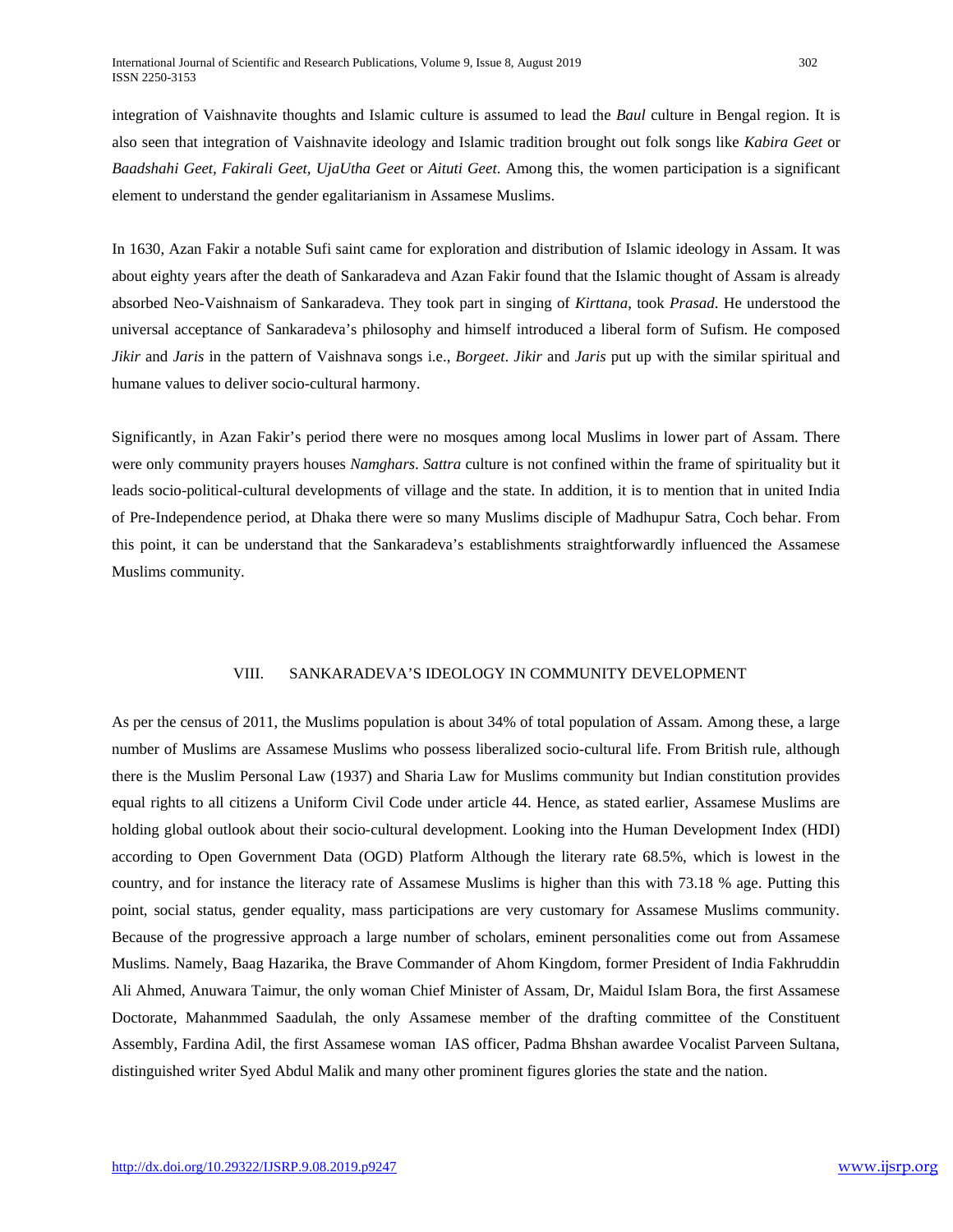integration of Vaishnavite thoughts and Islamic culture is assumed to lead the *Baul* culture in Bengal region. It is also seen that integration of Vaishnavite ideology and Islamic tradition brought out folk songs like *Kabira Geet* or *Baadshahi Geet, Fakirali Geet, UjaUtha Geet* or *Aituti Geet*. Among this, the women participation is a significant element to understand the gender egalitarianism in Assamese Muslims.

In 1630, Azan Fakir a notable Sufi saint came for exploration and distribution of Islamic ideology in Assam. It was about eighty years after the death of Sankaradeva and Azan Fakir found that the Islamic thought of Assam is already absorbed Neo-Vaishnaism of Sankaradeva. They took part in singing of *Kirttana*, took *Prasad*. He understood the universal acceptance of Sankaradeva's philosophy and himself introduced a liberal form of Sufism. He composed *Jikir* and *Jaris* in the pattern of Vaishnava songs i.e., *Borgeet*. *Jikir* and *Jaris* put up with the similar spiritual and humane values to deliver socio-cultural harmony.

Significantly, in Azan Fakir's period there were no mosques among local Muslims in lower part of Assam. There were only community prayers houses *Namghars*. *Sattra* culture is not confined within the frame of spirituality but it leads socio-political-cultural developments of village and the state. In addition, it is to mention that in united India of Pre-Independence period, at Dhaka there were so many Muslims disciple of Madhupur Satra, Coch behar. From this point, it can be understand that the Sankaradeva's establishments straightforwardly influenced the Assamese Muslims community.

## VIII. SANKARADEVA'S IDEOLOGY IN COMMUNITY DEVELOPMENT

As per the census of 2011, the Muslims population is about 34% of total population of Assam. Among these, a large number of Muslims are Assamese Muslims who possess liberalized socio-cultural life. From British rule, although there is the Muslim Personal Law (1937) and Sharia Law for Muslims community but Indian constitution provides equal rights to all citizens a Uniform Civil Code under article 44. Hence, as stated earlier, Assamese Muslims are holding global outlook about their socio-cultural development. Looking into the Human Development Index (HDI) according to Open Government Data (OGD) Platform Although the literary rate 68.5%, which is lowest in the country, and for instance the literacy rate of Assamese Muslims is higher than this with 73.18 % age. Putting this point, social status, gender equality, mass participations are very customary for Assamese Muslims community. Because of the progressive approach a large number of scholars, eminent personalities come out from Assamese Muslims. Namely, Baag Hazarika, the Brave Commander of Ahom Kingdom, former President of India Fakhruddin Ali Ahmed, Anuwara Taimur, the only woman Chief Minister of Assam, Dr, Maidul Islam Bora, the first Assamese Doctorate, Mahanmmed Saadulah, the only Assamese member of the drafting committee of the Constituent Assembly, Fardina Adil, the first Assamese woman IAS officer, Padma Bhshan awardee Vocalist Parveen Sultana, distinguished writer Syed Abdul Malik and many other prominent figures glories the state and the nation.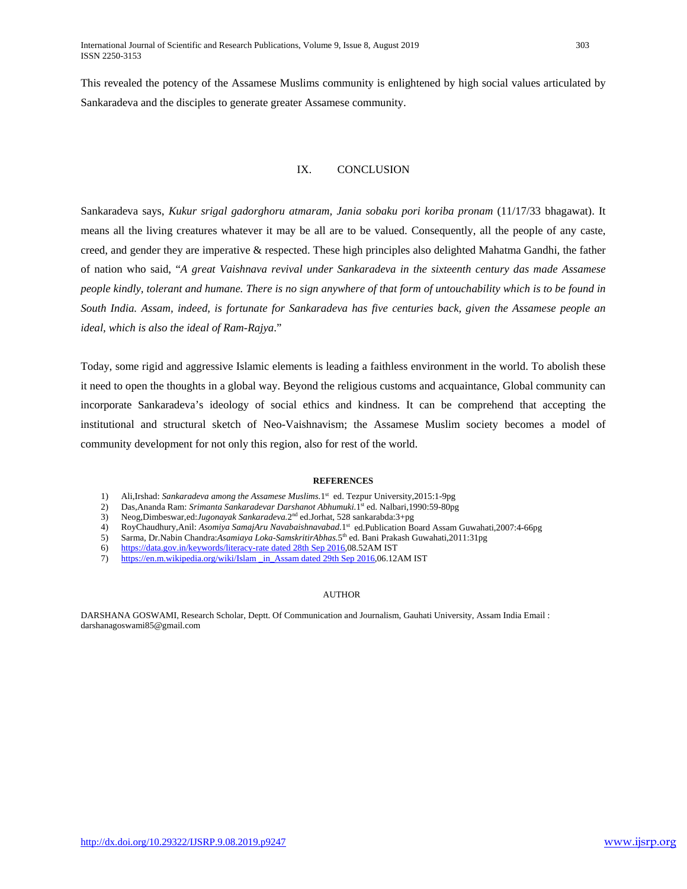This revealed the potency of the Assamese Muslims community is enlightened by high social values articulated by Sankaradeva and the disciples to generate greater Assamese community.

## IX. CONCLUSION

Sankaradeva says, *Kukur srigal gadorghoru atmaram, Jania sobaku pori koriba pronam* (11/17/33 bhagawat). It means all the living creatures whatever it may be all are to be valued. Consequently, all the people of any caste, creed, and gender they are imperative & respected. These high principles also delighted Mahatma Gandhi, the father of nation who said, "*A great Vaishnava revival under Sankaradeva in the sixteenth century das made Assamese people kindly, tolerant and humane. There is no sign anywhere of that form of untouchability which is to be found in South India. Assam, indeed, is fortunate for Sankaradeva has five centuries back, given the Assamese people an ideal, which is also the ideal of Ram-Rajya*."

Today, some rigid and aggressive Islamic elements is leading a faithless environment in the world. To abolish these it need to open the thoughts in a global way. Beyond the religious customs and acquaintance, Global community can incorporate Sankaradeva's ideology of social ethics and kindness. It can be comprehend that accepting the institutional and structural sketch of Neo-Vaishnavism; the Assamese Muslim society becomes a model of community development for not only this region, also for rest of the world.

### REFERENCES

1) Ali,Irshad: *Sankaradeva among the Assamese Muslims.*1st ed. Tezpur University,2015:1-9pg
2) Das,Ananda Ram: *Srimanta Sankaradevar Darshanot Abhumuki.*1st ed. Nalbari,1990:59-80pg
3) Neog,Dimbeswar,ed:*Jugonayak Sankaradeva.*2nd ed.Jorhat, 528 sankarabda:3+pg
4) RoyChaudhury,Anil: *Asomiya SamajAru Navabaishnavabad.*1st ed.Publication Board Assam Guwahati,2007:4-66pg
5) Sarma, Dr.Nabin Chandra:*Asamiaya Loka-SamskritirAbhas.*5th ed. Bani Prakash Guwahati,2011:31pg
6) https://data.gov.in/keywords/literacy-rate dated 28th Sep 2016,08.52AM IST
7) https://en.m.wikipedia.org/wiki/Islam _in_Assam dated 29th Sep 2016,06.12AM IST

### AUTHOR

DARSHANA GOSWAMI, Research Scholar, Deptt. Of Communication and Journalism, Gauhati University, Assam India Email : darshanagoswami85@gmail.com